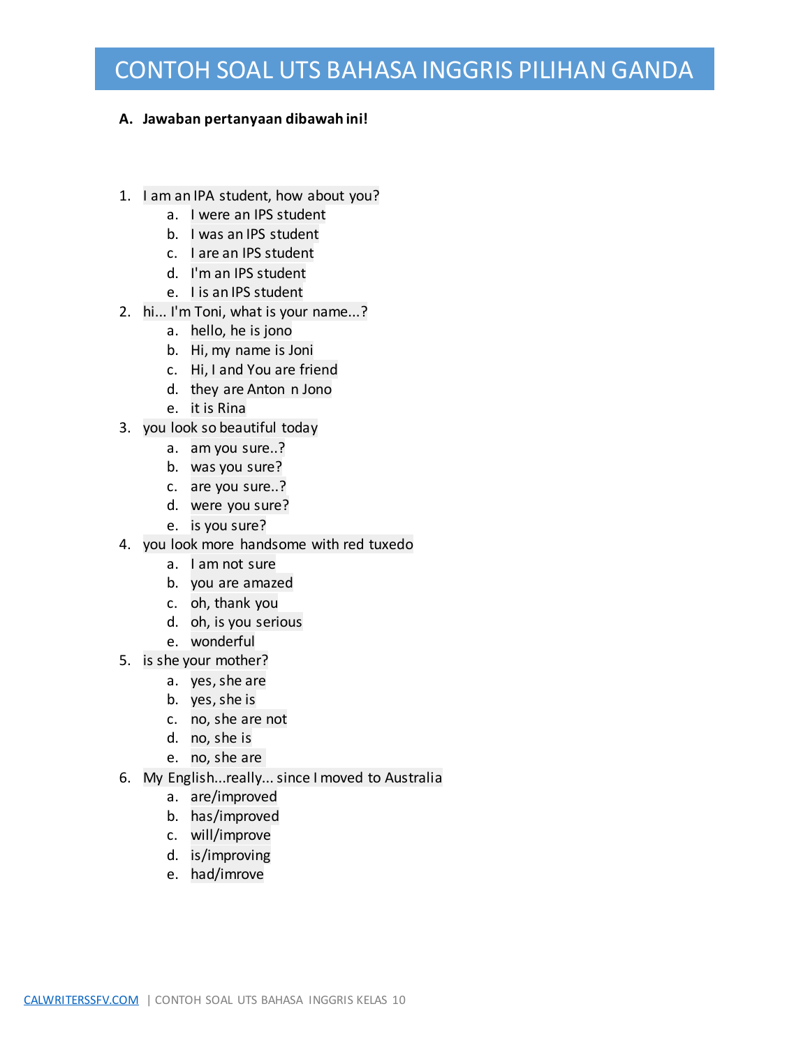# CONTOH SOAL UTS BAHASA INGGRIS PILIHAN GANDA

**A. Jawaban pertanyaan dibawah ini!**

1. I am an IPA student, how about you?
   a. I were an IPS student
   b. I was an IPS student
   c. I are an IPS student
   d. I'm an IPS student
   e. I is an IPS student
2. hi... I'm Toni, what is your name...?
   a. hello, he is jono
   b. Hi, my name is Joni
   c. Hi, I and You are friend
   d. they are Anton n Jono
   e. it is Rina
3. you look so beautiful today
   a. am you sure..?
   b. was you sure?
   c. are you sure..?
   d. were you sure?
   e. is you sure?
4. you look more handsome with red tuxedo
   a. I am not sure
   b. you are amazed
   c. oh, thank you
   d. oh, is you serious
   e. wonderful
5. is she your mother?
   a. yes, she are
   b. yes, she is
   c. no, she are not
   d. no, she is
   e. no, she are
6. My English...really... since I moved to Australia
   a. are/improved
   b. has/improved
   c. will/improve
   d. is/improving
   e. had/imrove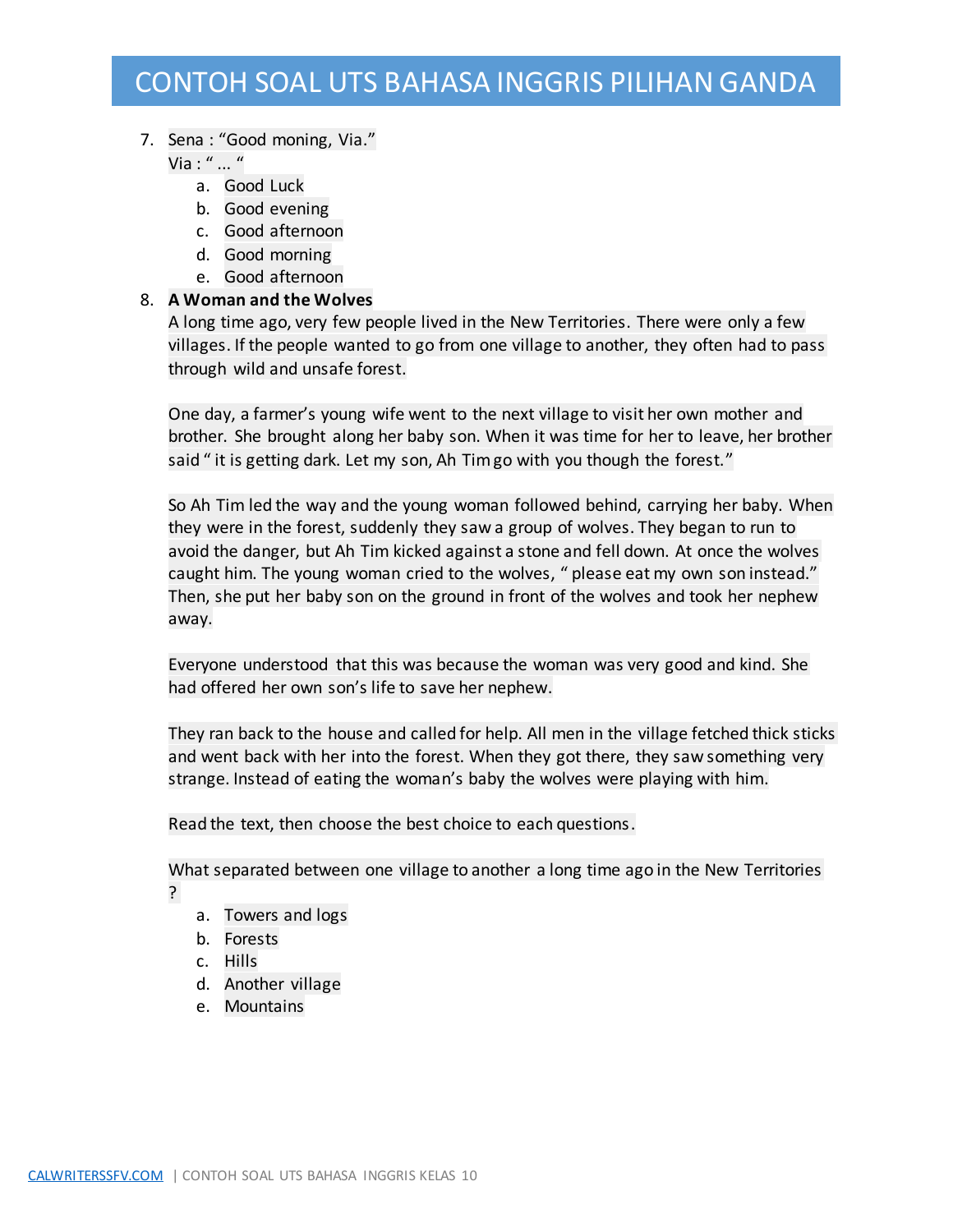7. Sena : "Good moning, Via."
   Via : " ... "
   a. Good Luck
   b. Good evening
   c. Good afternoon
   d. Good morning
   e. Good afternoon

8. **A Woman and the Wolves**

   A long time ago, very few people lived in the New Territories. There were only a few villages. If the people wanted to go from one village to another, they often had to pass through wild and unsafe forest.

   One day, a farmer's young wife went to the next village to visit her own mother and brother. She brought along her baby son. When it was time for her to leave, her brother said " it is getting dark. Let my son, Ah Tim go with you though the forest."

   So Ah Tim led the way and the young woman followed behind, carrying her baby. When they were in the forest, suddenly they saw a group of wolves. They began to run to avoid the danger, but Ah Tim kicked against a stone and fell down. At once the wolves caught him. The young woman cried to the wolves, " please eat my own son instead." Then, she put her baby son on the ground in front of the wolves and took her nephew away.

   Everyone understood that this was because the woman was very good and kind. She had offered her own son's life to save her nephew.

   They ran back to the house and called for help. All men in the village fetched thick sticks and went back with her into the forest. When they got there, they saw something very strange. Instead of eating the woman's baby the wolves were playing with him.

   Read the text, then choose the best choice to each questions.

   What separated between one village to another a long time ago in the New Territories ?
   a. Towers and logs
   b. Forests
   c. Hills
   d. Another village
   e. Mountains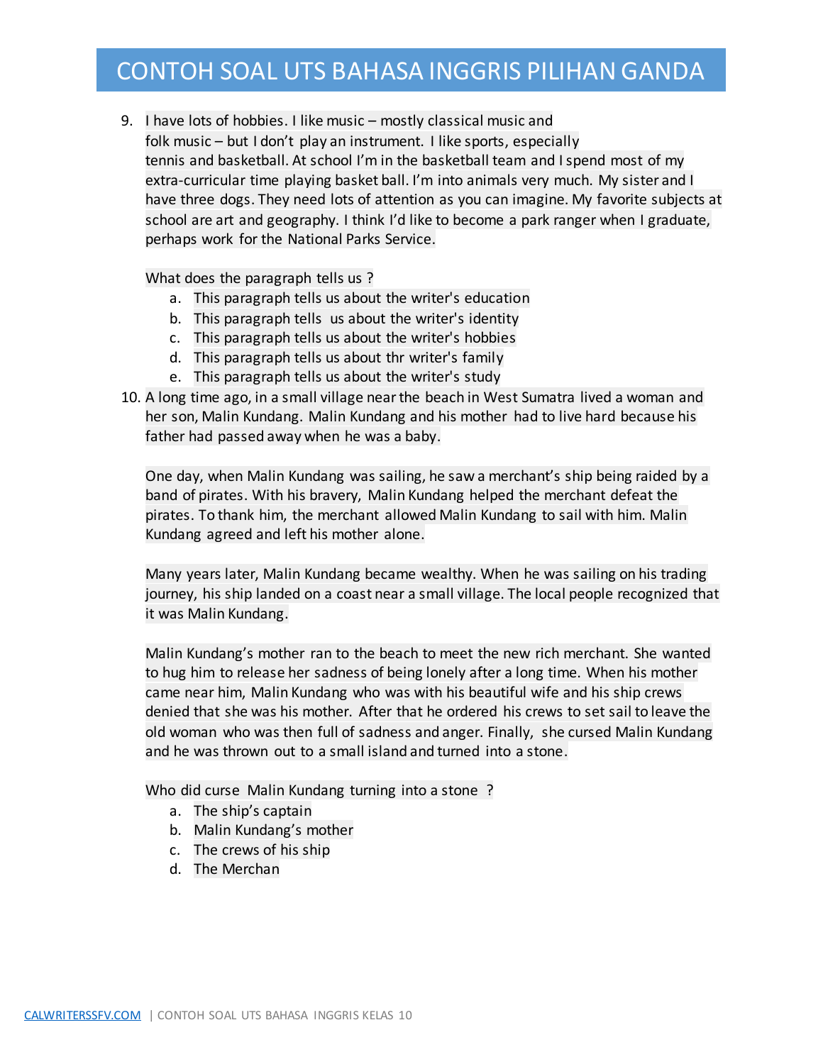9. I have lots of hobbies. I like music – mostly classical music and folk music – but I don't play an instrument. I like sports, especially tennis and basketball. At school I'm in the basketball team and I spend most of my extra-curricular time playing basket ball. I'm into animals very much. My sister and I have three dogs. They need lots of attention as you can imagine. My favorite subjects at school are art and geography. I think I'd like to become a park ranger when I graduate, perhaps work for the National Parks Service.

   What does the paragraph tells us ?

   a. This paragraph tells us about the writer's education
   b. This paragraph tells us about the writer's identity
   c. This paragraph tells us about the writer's hobbies
   d. This paragraph tells us about thr writer's family
   e. This paragraph tells us about the writer's study

10. A long time ago, in a small village near the beach in West Sumatra lived a woman and her son, Malin Kundang. Malin Kundang and his mother had to live hard because his father had passed away when he was a baby.

    One day, when Malin Kundang was sailing, he saw a merchant's ship being raided by a band of pirates. With his bravery, Malin Kundang helped the merchant defeat the pirates. To thank him, the merchant allowed Malin Kundang to sail with him. Malin Kundang agreed and left his mother alone.

    Many years later, Malin Kundang became wealthy. When he was sailing on his trading journey, his ship landed on a coast near a small village. The local people recognized that it was Malin Kundang.

    Malin Kundang's mother ran to the beach to meet the new rich merchant. She wanted to hug him to release her sadness of being lonely after a long time. When his mother came near him, Malin Kundang who was with his beautiful wife and his ship crews denied that she was his mother. After that he ordered his crews to set sail to leave the old woman who was then full of sadness and anger. Finally, she cursed Malin Kundang and he was thrown out to a small island and turned into a stone.

    Who did curse Malin Kundang turning into a stone ?

    a. The ship's captain
    b. Malin Kundang's mother
    c. The crews of his ship
    d. The Merchan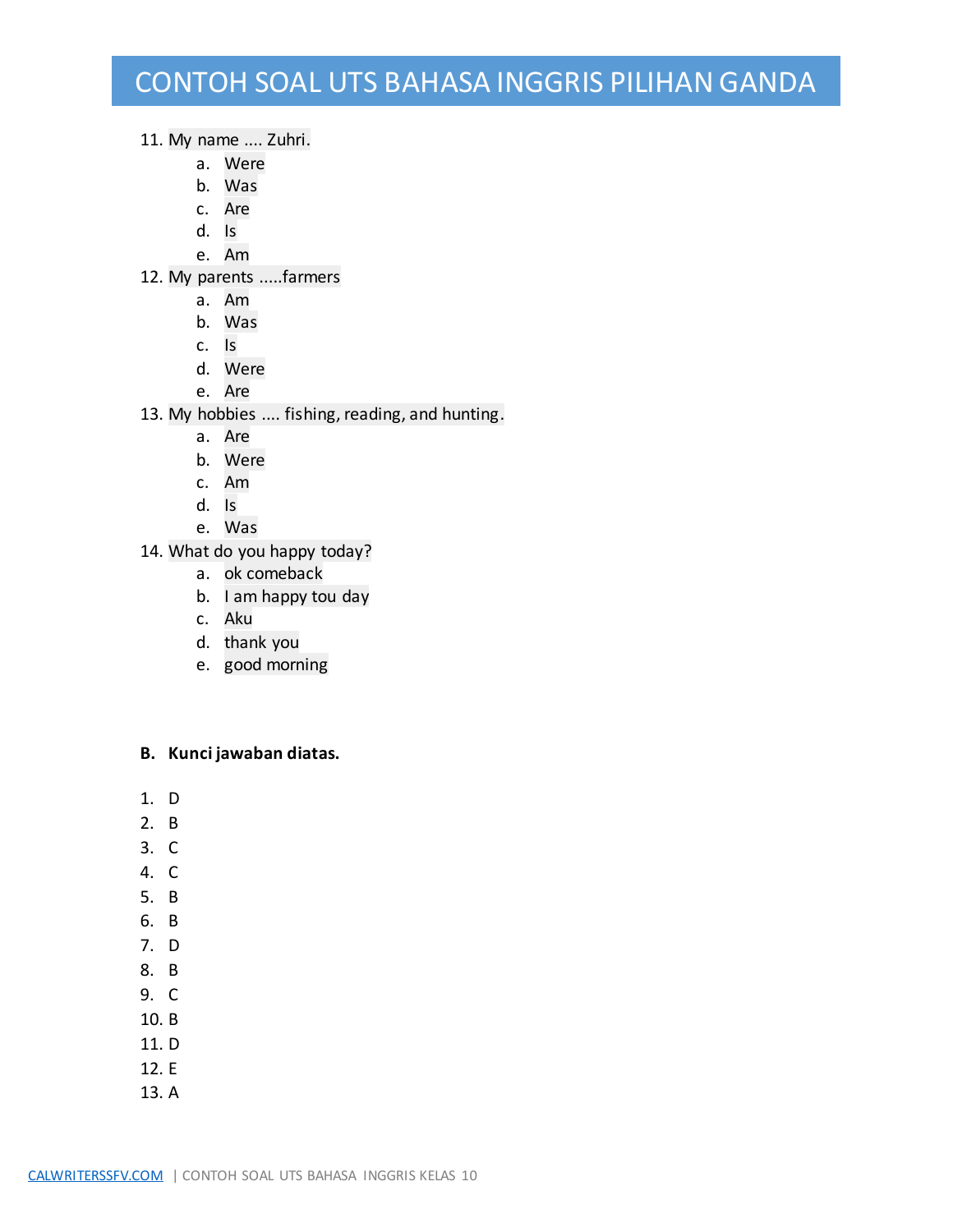# CONTOH SOAL UTS BAHASA INGGRIS PILIHAN GANDA

11. My name .... Zuhri.
    a. Were
    b. Was
    c. Are
    d. Is
    e. Am
12. My parents .....farmers
    a. Am
    b. Was
    c. Is
    d. Were
    e. Are
13. My hobbies .... fishing, reading, and hunting.
    a. Are
    b. Were
    c. Am
    d. Is
    e. Was
14. What do you happy today?
    a. ok comeback
    b. I am happy tou day
    c. Aku
    d. thank you
    e. good morning

**B. Kunci jawaban diatas.**

1. D
2. B
3. C
4. C
5. B
6. B
7. D
8. B
9. C
10. B
11. D
12. E
13. A